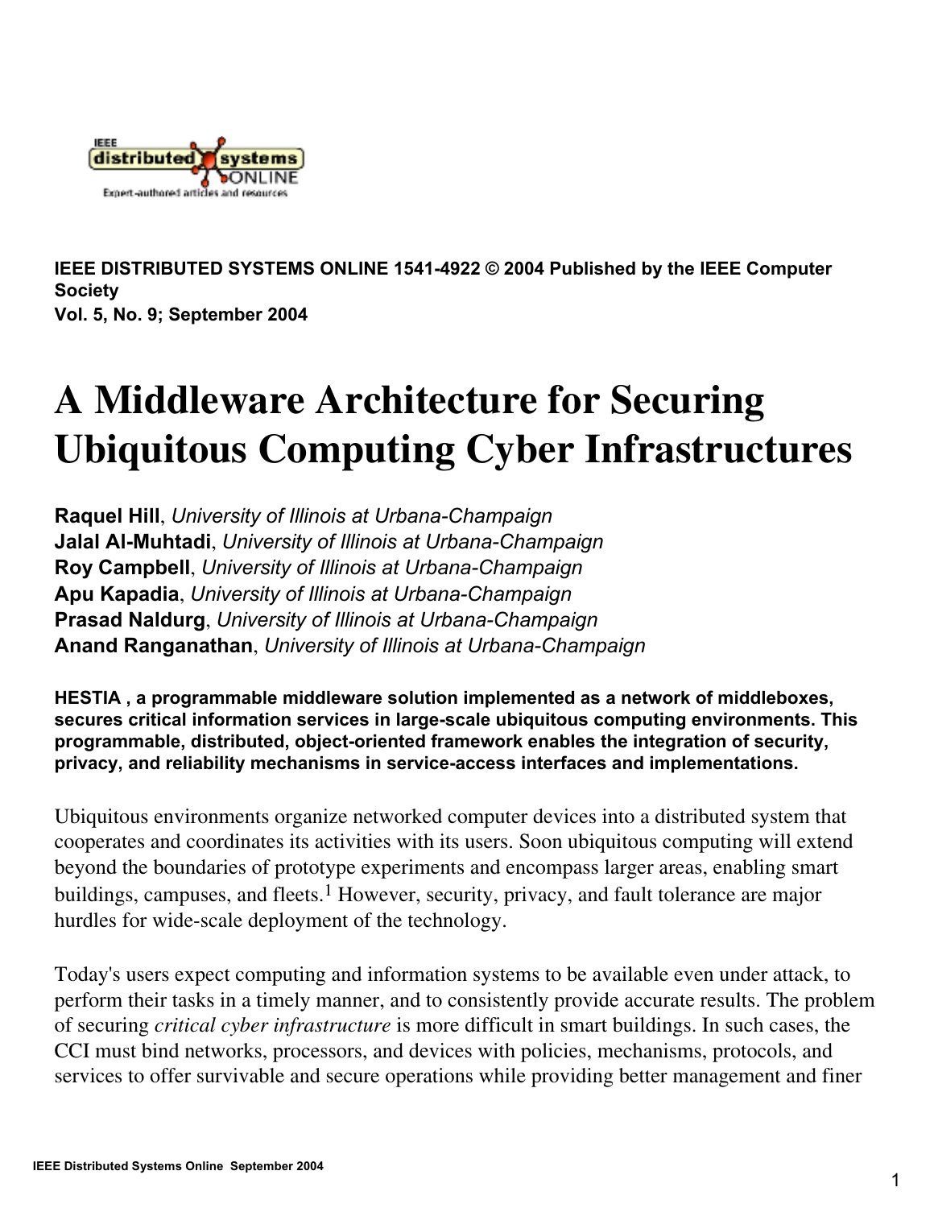IEEE DISTRIBUTED SYSTEMS ONLINE 1541-4922 © 2004 Published by the IEEE Computer Society
Vol. 5, No. 9; September 2004

# A Middleware Architecture for Securing Ubiquitous Computing Cyber Infrastructures

**Raquel Hill**, *University of Illinois at Urbana-Champaign*
**Jalal Al-Muhtadi**, *University of Illinois at Urbana-Champaign*
**Roy Campbell**, *University of Illinois at Urbana-Champaign*
**Apu Kapadia**, *University of Illinois at Urbana-Champaign*
**Prasad Naldurg**, *University of Illinois at Urbana-Champaign*
**Anand Ranganathan**, *University of Illinois at Urbana-Champaign*

**HESTIA , a programmable middleware solution implemented as a network of middleboxes, secures critical information services in large-scale ubiquitous computing environments. This programmable, distributed, object-oriented framework enables the integration of security, privacy, and reliability mechanisms in service-access interfaces and implementations.**

Ubiquitous environments organize networked computer devices into a distributed system that cooperates and coordinates its activities with its users. Soon ubiquitous computing will extend beyond the boundaries of prototype experiments and encompass larger areas, enabling smart buildings, campuses, and fleets.[1] However, security, privacy, and fault tolerance are major hurdles for wide-scale deployment of the technology.

Today's users expect computing and information systems to be available even under attack, to perform their tasks in a timely manner, and to consistently provide accurate results. The problem of securing *critical cyber infrastructure* is more difficult in smart buildings. In such cases, the CCI must bind networks, processors, and devices with policies, mechanisms, protocols, and services to offer survivable and secure operations while providing better management and finer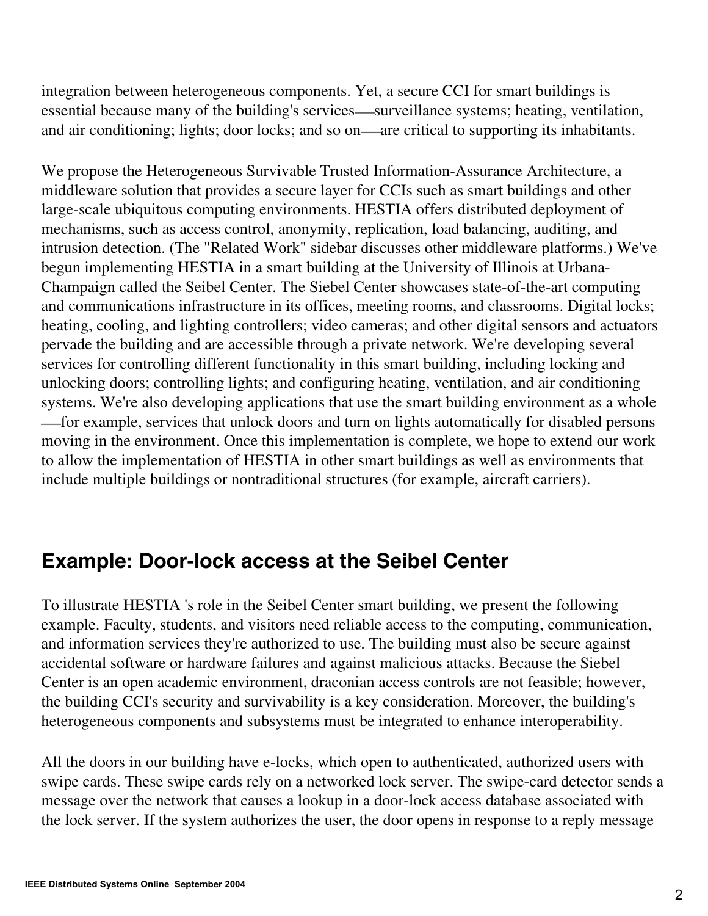integration between heterogeneous components. Yet, a secure CCI for smart buildings is essential because many of the building's services—surveillance systems; heating, ventilation, and air conditioning; lights; door locks; and so on—are critical to supporting its inhabitants.

We propose the Heterogeneous Survivable Trusted Information-Assurance Architecture, a middleware solution that provides a secure layer for CCIs such as smart buildings and other large-scale ubiquitous computing environments. HESTIA offers distributed deployment of mechanisms, such as access control, anonymity, replication, load balancing, auditing, and intrusion detection. (The "Related Work" sidebar discusses other middleware platforms.) We've begun implementing HESTIA in a smart building at the University of Illinois at Urbana-Champaign called the Seibel Center. The Siebel Center showcases state-of-the-art computing and communications infrastructure in its offices, meeting rooms, and classrooms. Digital locks; heating, cooling, and lighting controllers; video cameras; and other digital sensors and actuators pervade the building and are accessible through a private network. We're developing several services for controlling different functionality in this smart building, including locking and unlocking doors; controlling lights; and configuring heating, ventilation, and air conditioning systems. We're also developing applications that use the smart building environment as a whole—for example, services that unlock doors and turn on lights automatically for disabled persons moving in the environment. Once this implementation is complete, we hope to extend our work to allow the implementation of HESTIA in other smart buildings as well as environments that include multiple buildings or nontraditional structures (for example, aircraft carriers).

## Example: Door-lock access at the Seibel Center

To illustrate HESTIA 's role in the Seibel Center smart building, we present the following example. Faculty, students, and visitors need reliable access to the computing, communication, and information services they're authorized to use. The building must also be secure against accidental software or hardware failures and against malicious attacks. Because the Siebel Center is an open academic environment, draconian access controls are not feasible; however, the building CCI's security and survivability is a key consideration. Moreover, the building's heterogeneous components and subsystems must be integrated to enhance interoperability.

All the doors in our building have e-locks, which open to authenticated, authorized users with swipe cards. These swipe cards rely on a networked lock server. The swipe-card detector sends a message over the network that causes a lookup in a door-lock access database associated with the lock server. If the system authorizes the user, the door opens in response to a reply message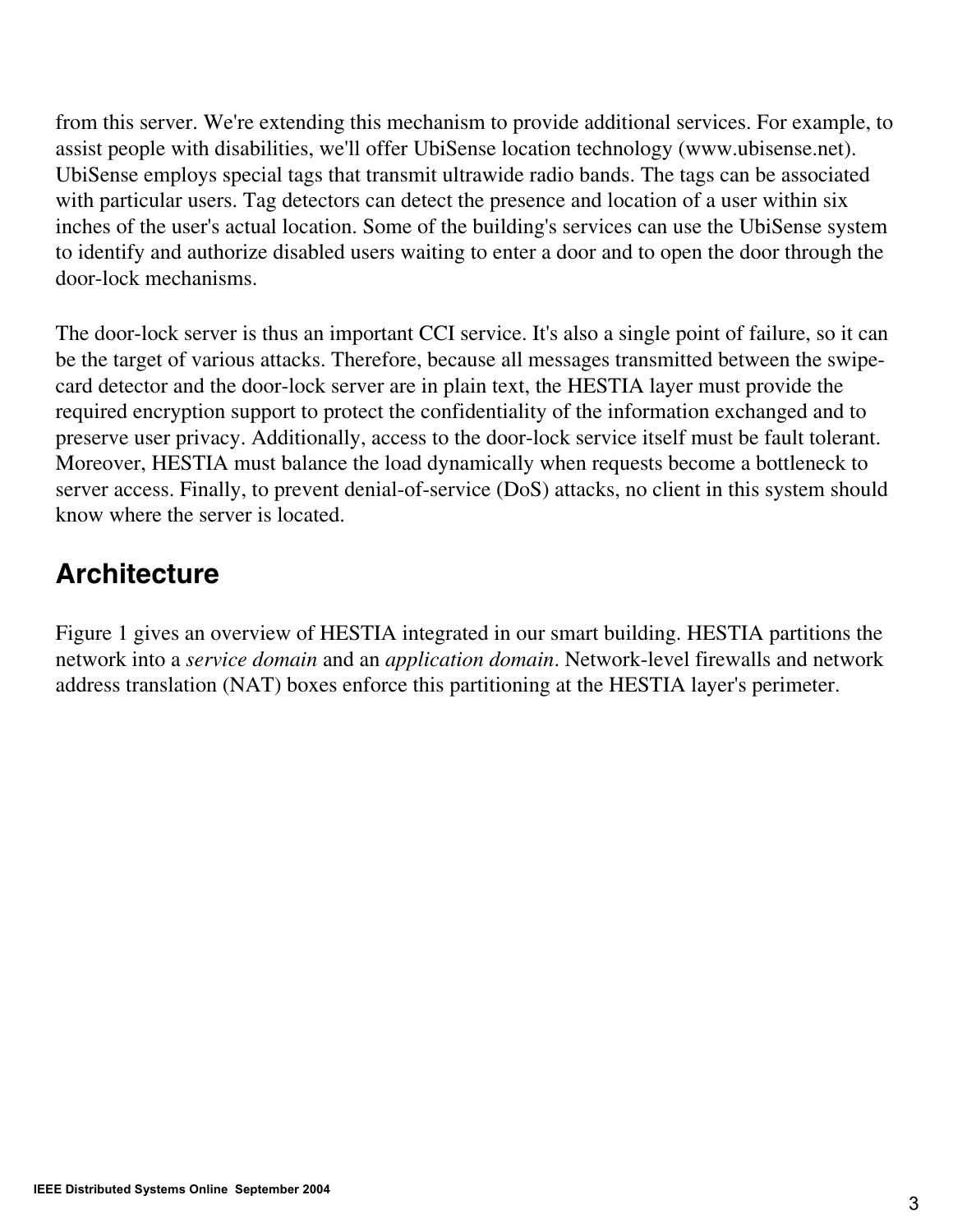from this server. We're extending this mechanism to provide additional services. For example, to assist people with disabilities, we'll offer UbiSense location technology (www.ubisense.net). UbiSense employs special tags that transmit ultrawide radio bands. The tags can be associated with particular users. Tag detectors can detect the presence and location of a user within six inches of the user's actual location. Some of the building's services can use the UbiSense system to identify and authorize disabled users waiting to enter a door and to open the door through the door-lock mechanisms.

The door-lock server is thus an important CCI service. It's also a single point of failure, so it can be the target of various attacks. Therefore, because all messages transmitted between the swipe-card detector and the door-lock server are in plain text, the HESTIA layer must provide the required encryption support to protect the confidentiality of the information exchanged and to preserve user privacy. Additionally, access to the door-lock service itself must be fault tolerant. Moreover, HESTIA must balance the load dynamically when requests become a bottleneck to server access. Finally, to prevent denial-of-service (DoS) attacks, no client in this system should know where the server is located.

## Architecture

Figure 1 gives an overview of HESTIA integrated in our smart building. HESTIA partitions the network into a *service domain* and an *application domain*. Network-level firewalls and network address translation (NAT) boxes enforce this partitioning at the HESTIA layer's perimeter.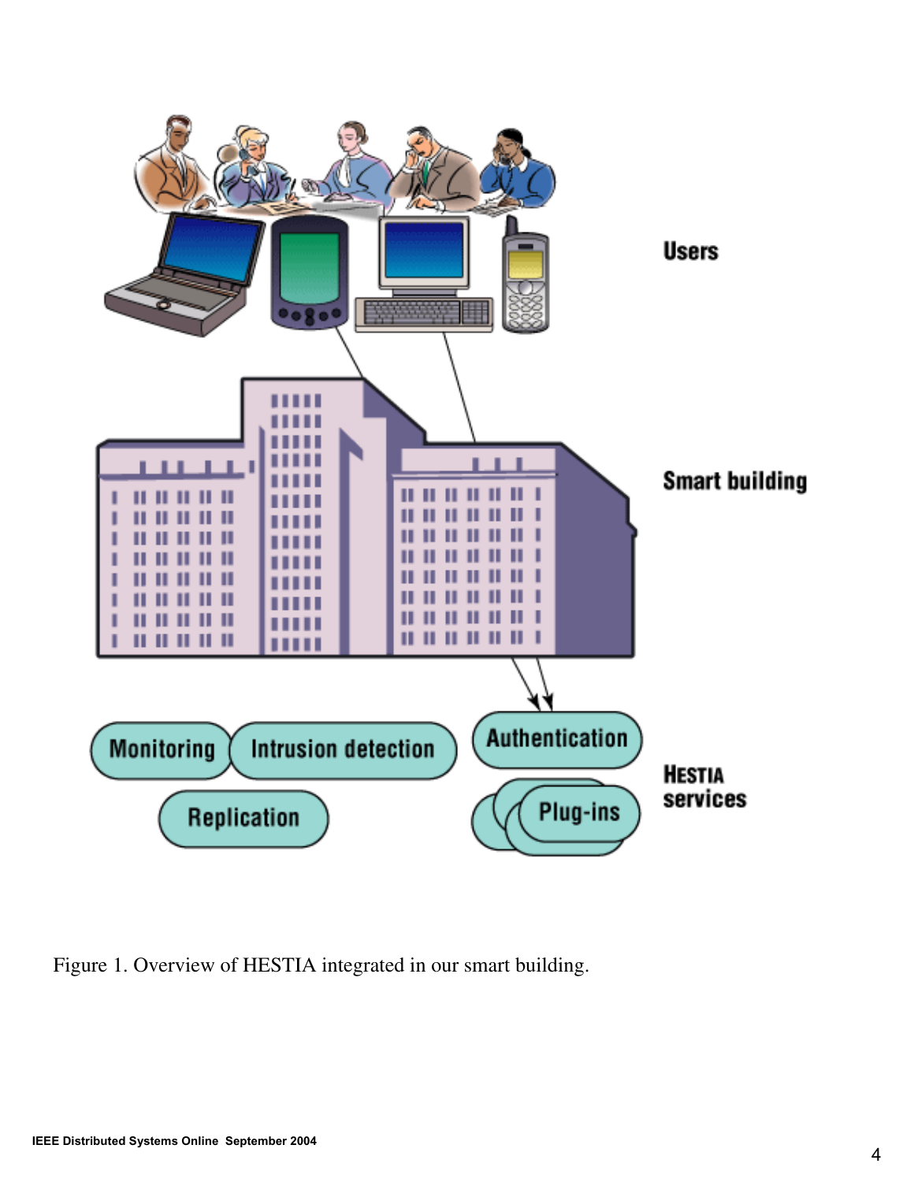Figure 1. Overview of HESTIA integrated in our smart building.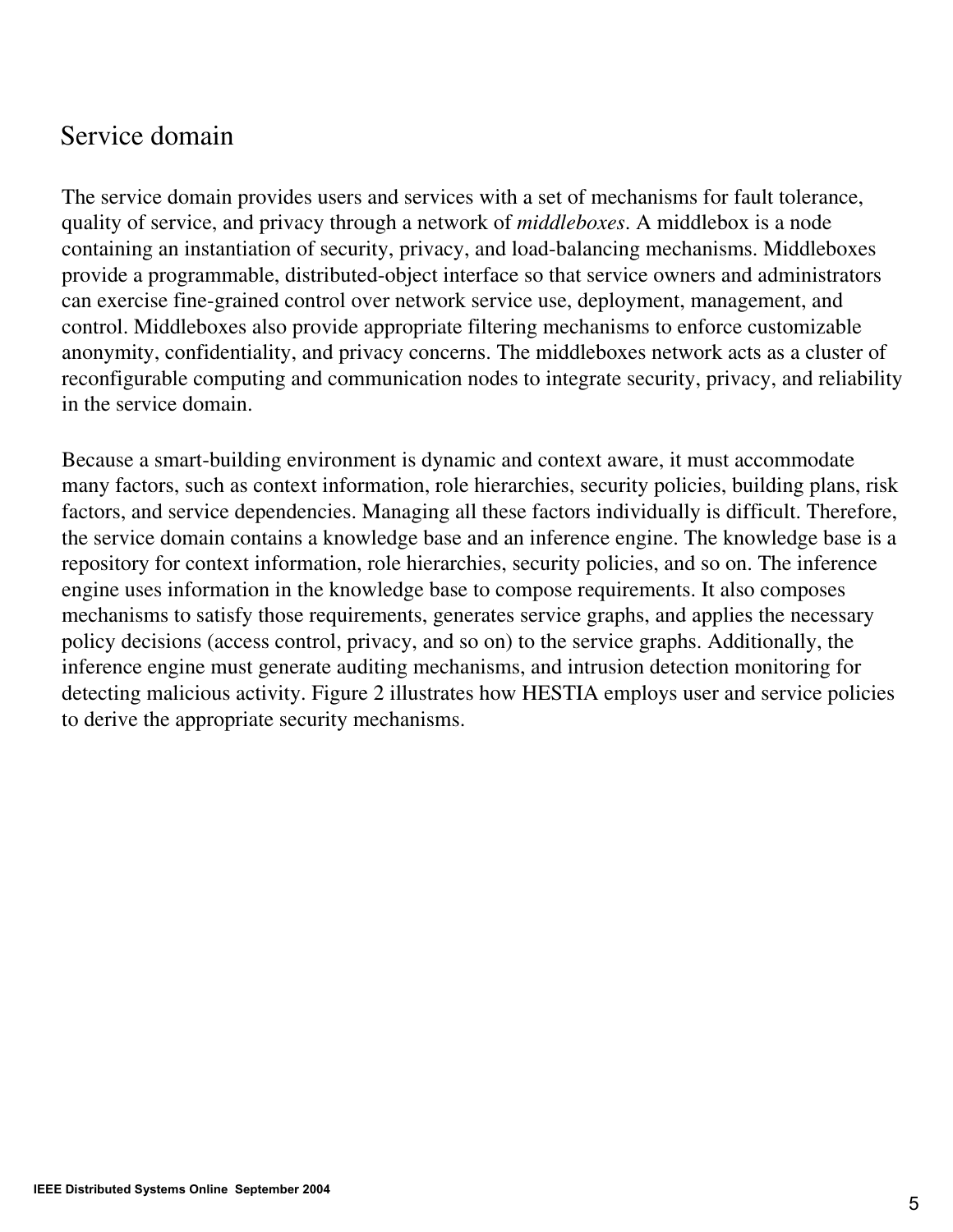## Service domain

The service domain provides users and services with a set of mechanisms for fault tolerance, quality of service, and privacy through a network of *middleboxes*. A middlebox is a node containing an instantiation of security, privacy, and load-balancing mechanisms. Middleboxes provide a programmable, distributed-object interface so that service owners and administrators can exercise fine-grained control over network service use, deployment, management, and control. Middleboxes also provide appropriate filtering mechanisms to enforce customizable anonymity, confidentiality, and privacy concerns. The middleboxes network acts as a cluster of reconfigurable computing and communication nodes to integrate security, privacy, and reliability in the service domain.

Because a smart-building environment is dynamic and context aware, it must accommodate many factors, such as context information, role hierarchies, security policies, building plans, risk factors, and service dependencies. Managing all these factors individually is difficult. Therefore, the service domain contains a knowledge base and an inference engine. The knowledge base is a repository for context information, role hierarchies, security policies, and so on. The inference engine uses information in the knowledge base to compose requirements. It also composes mechanisms to satisfy those requirements, generates service graphs, and applies the necessary policy decisions (access control, privacy, and so on) to the service graphs. Additionally, the inference engine must generate auditing mechanisms, and intrusion detection monitoring for detecting malicious activity. Figure 2 illustrates how HESTIA employs user and service policies to derive the appropriate security mechanisms.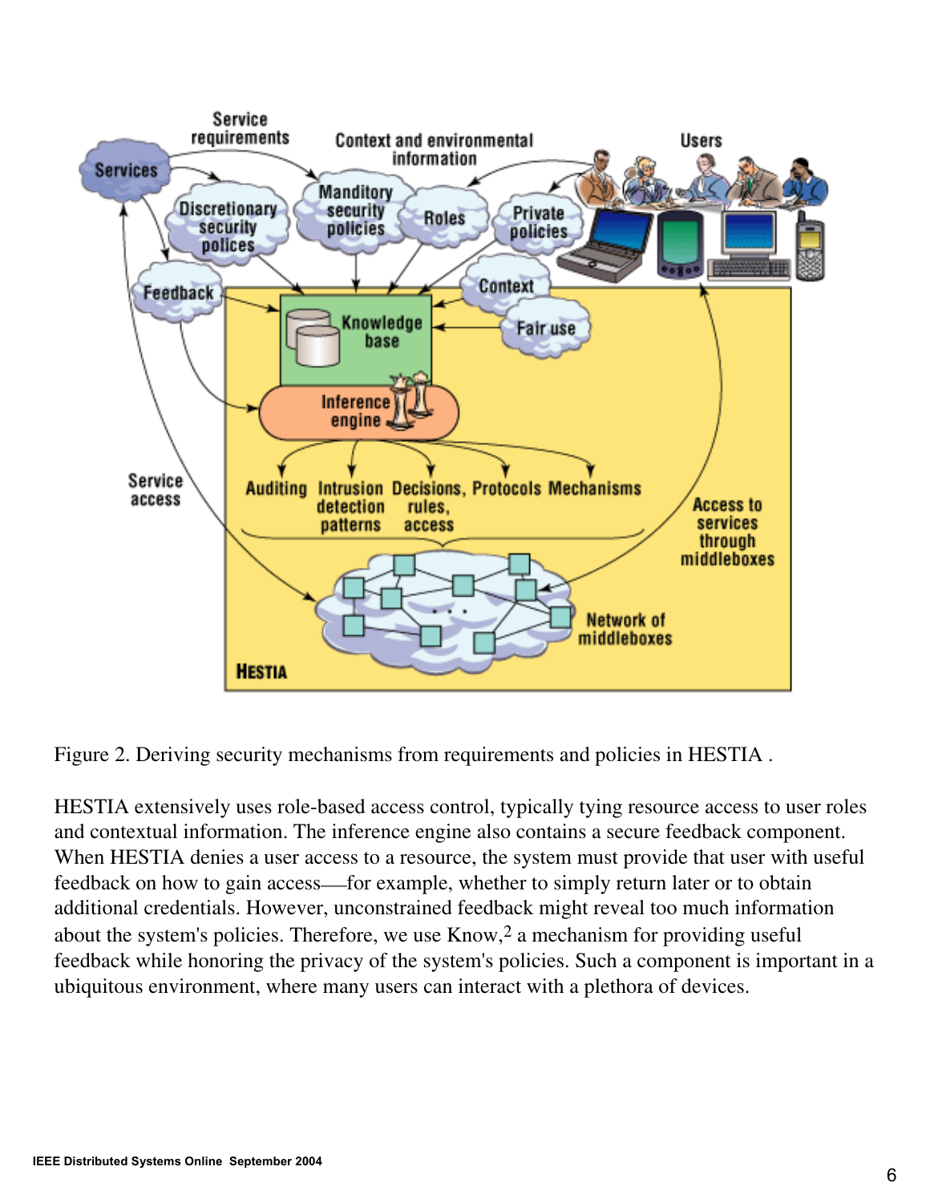Figure 2. Deriving security mechanisms from requirements and policies in HESTIA .

HESTIA extensively uses role-based access control, typically tying resource access to user roles and contextual information. The inference engine also contains a secure feedback component. When HESTIA denies a user access to a resource, the system must provide that user with useful feedback on how to gain access—for example, whether to simply return later or to obtain additional credentials. However, unconstrained feedback might reveal too much information about the system's policies. Therefore, we use Know,[2] a mechanism for providing useful feedback while honoring the privacy of the system's policies. Such a component is important in a ubiquitous environment, where many users can interact with a plethora of devices.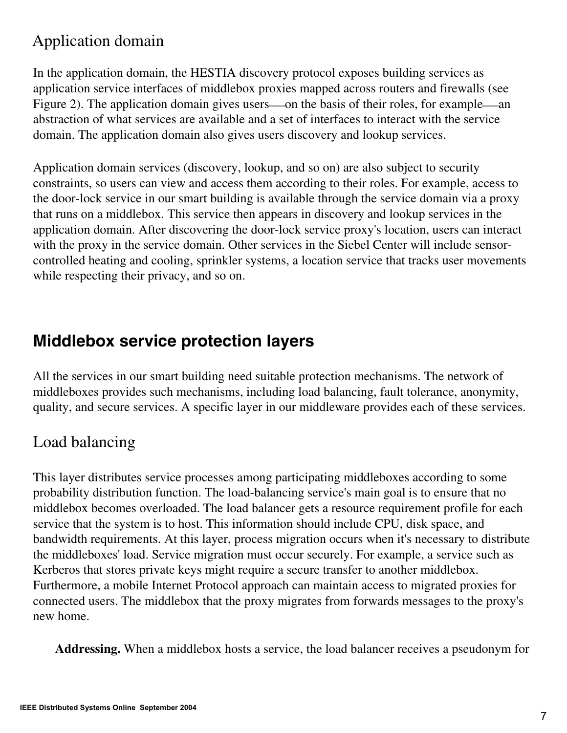## Application domain

In the application domain, the HESTIA discovery protocol exposes building services as application service interfaces of middlebox proxies mapped across routers and firewalls (see Figure 2). The application domain gives users—on the basis of their roles, for example—an abstraction of what services are available and a set of interfaces to interact with the service domain. The application domain also gives users discovery and lookup services.

Application domain services (discovery, lookup, and so on) are also subject to security constraints, so users can view and access them according to their roles. For example, access to the door-lock service in our smart building is available through the service domain via a proxy that runs on a middlebox. This service then appears in discovery and lookup services in the application domain. After discovering the door-lock service proxy's location, users can interact with the proxy in the service domain. Other services in the Siebel Center will include sensor-controlled heating and cooling, sprinkler systems, a location service that tracks user movements while respecting their privacy, and so on.

# Middlebox service protection layers

All the services in our smart building need suitable protection mechanisms. The network of middleboxes provides such mechanisms, including load balancing, fault tolerance, anonymity, quality, and secure services. A specific layer in our middleware provides each of these services.

## Load balancing

This layer distributes service processes among participating middleboxes according to some probability distribution function. The load-balancing service's main goal is to ensure that no middlebox becomes overloaded. The load balancer gets a resource requirement profile for each service that the system is to host. This information should include CPU, disk space, and bandwidth requirements. At this layer, process migration occurs when it's necessary to distribute the middleboxes' load. Service migration must occur securely. For example, a service such as Kerberos that stores private keys might require a secure transfer to another middlebox. Furthermore, a mobile Internet Protocol approach can maintain access to migrated proxies for connected users. The middlebox that the proxy migrates from forwards messages to the proxy's new home.

**Addressing.** When a middlebox hosts a service, the load balancer receives a pseudonym for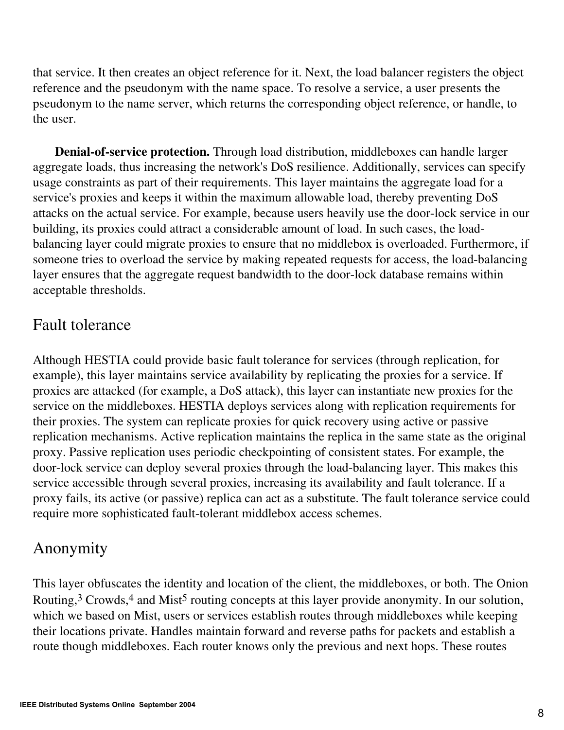that service. It then creates an object reference for it. Next, the load balancer registers the object reference and the pseudonym with the name space. To resolve a service, a user presents the pseudonym to the name server, which returns the corresponding object reference, or handle, to the user.

**Denial-of-service protection.** Through load distribution, middleboxes can handle larger aggregate loads, thus increasing the network's DoS resilience. Additionally, services can specify usage constraints as part of their requirements. This layer maintains the aggregate load for a service's proxies and keeps it within the maximum allowable load, thereby preventing DoS attacks on the actual service. For example, because users heavily use the door-lock service in our building, its proxies could attract a considerable amount of load. In such cases, the load-balancing layer could migrate proxies to ensure that no middlebox is overloaded. Furthermore, if someone tries to overload the service by making repeated requests for access, the load-balancing layer ensures that the aggregate request bandwidth to the door-lock database remains within acceptable thresholds.

## Fault tolerance

Although HESTIA could provide basic fault tolerance for services (through replication, for example), this layer maintains service availability by replicating the proxies for a service. If proxies are attacked (for example, a DoS attack), this layer can instantiate new proxies for the service on the middleboxes. HESTIA deploys services along with replication requirements for their proxies. The system can replicate proxies for quick recovery using active or passive replication mechanisms. Active replication maintains the replica in the same state as the original proxy. Passive replication uses periodic checkpointing of consistent states. For example, the door-lock service can deploy several proxies through the load-balancing layer. This makes this service accessible through several proxies, increasing its availability and fault tolerance. If a proxy fails, its active (or passive) replica can act as a substitute. The fault tolerance service could require more sophisticated fault-tolerant middlebox access schemes.

## Anonymity

This layer obfuscates the identity and location of the client, the middleboxes, or both. The Onion Routing,[3] Crowds,[4] and Mist[5] routing concepts at this layer provide anonymity. In our solution, which we based on Mist, users or services establish routes through middleboxes while keeping their locations private. Handles maintain forward and reverse paths for packets and establish a route though middleboxes. Each router knows only the previous and next hops. These routes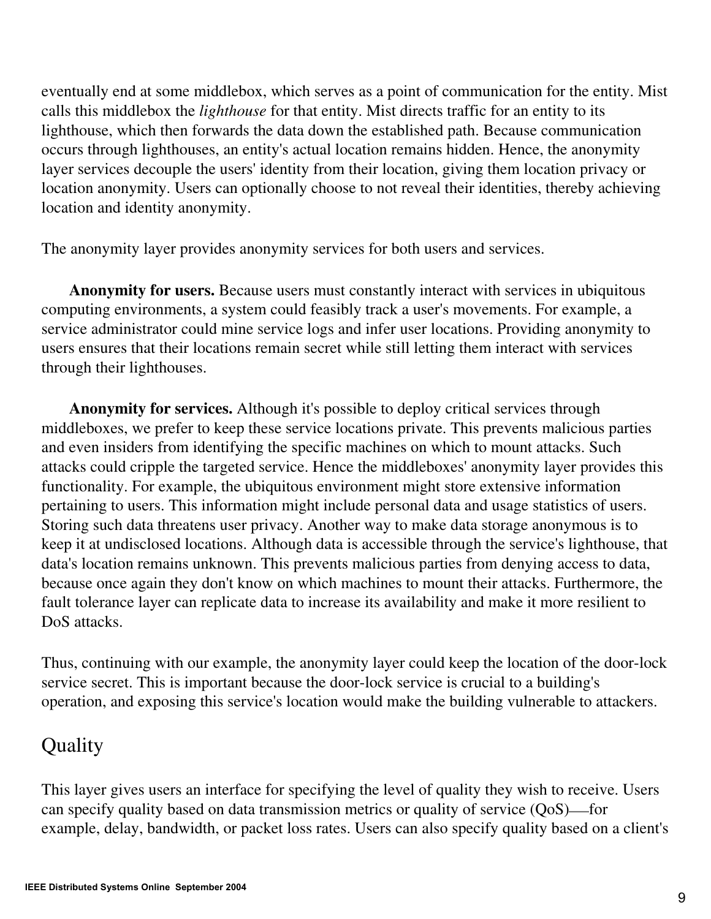eventually end at some middlebox, which serves as a point of communication for the entity. Mist calls this middlebox the *lighthouse* for that entity. Mist directs traffic for an entity to its lighthouse, which then forwards the data down the established path. Because communication occurs through lighthouses, an entity's actual location remains hidden. Hence, the anonymity layer services decouple the users' identity from their location, giving them location privacy or location anonymity. Users can optionally choose to not reveal their identities, thereby achieving location and identity anonymity.

The anonymity layer provides anonymity services for both users and services.

**Anonymity for users.** Because users must constantly interact with services in ubiquitous computing environments, a system could feasibly track a user's movements. For example, a service administrator could mine service logs and infer user locations. Providing anonymity to users ensures that their locations remain secret while still letting them interact with services through their lighthouses.

**Anonymity for services.** Although it's possible to deploy critical services through middleboxes, we prefer to keep these service locations private. This prevents malicious parties and even insiders from identifying the specific machines on which to mount attacks. Such attacks could cripple the targeted service. Hence the middleboxes' anonymity layer provides this functionality. For example, the ubiquitous environment might store extensive information pertaining to users. This information might include personal data and usage statistics of users. Storing such data threatens user privacy. Another way to make data storage anonymous is to keep it at undisclosed locations. Although data is accessible through the service's lighthouse, that data's location remains unknown. This prevents malicious parties from denying access to data, because once again they don't know on which machines to mount their attacks. Furthermore, the fault tolerance layer can replicate data to increase its availability and make it more resilient to DoS attacks.

Thus, continuing with our example, the anonymity layer could keep the location of the door-lock service secret. This is important because the door-lock service is crucial to a building's operation, and exposing this service's location would make the building vulnerable to attackers.

## Quality

This layer gives users an interface for specifying the level of quality they wish to receive. Users can specify quality based on data transmission metrics or quality of service (QoS)—for example, delay, bandwidth, or packet loss rates. Users can also specify quality based on a client's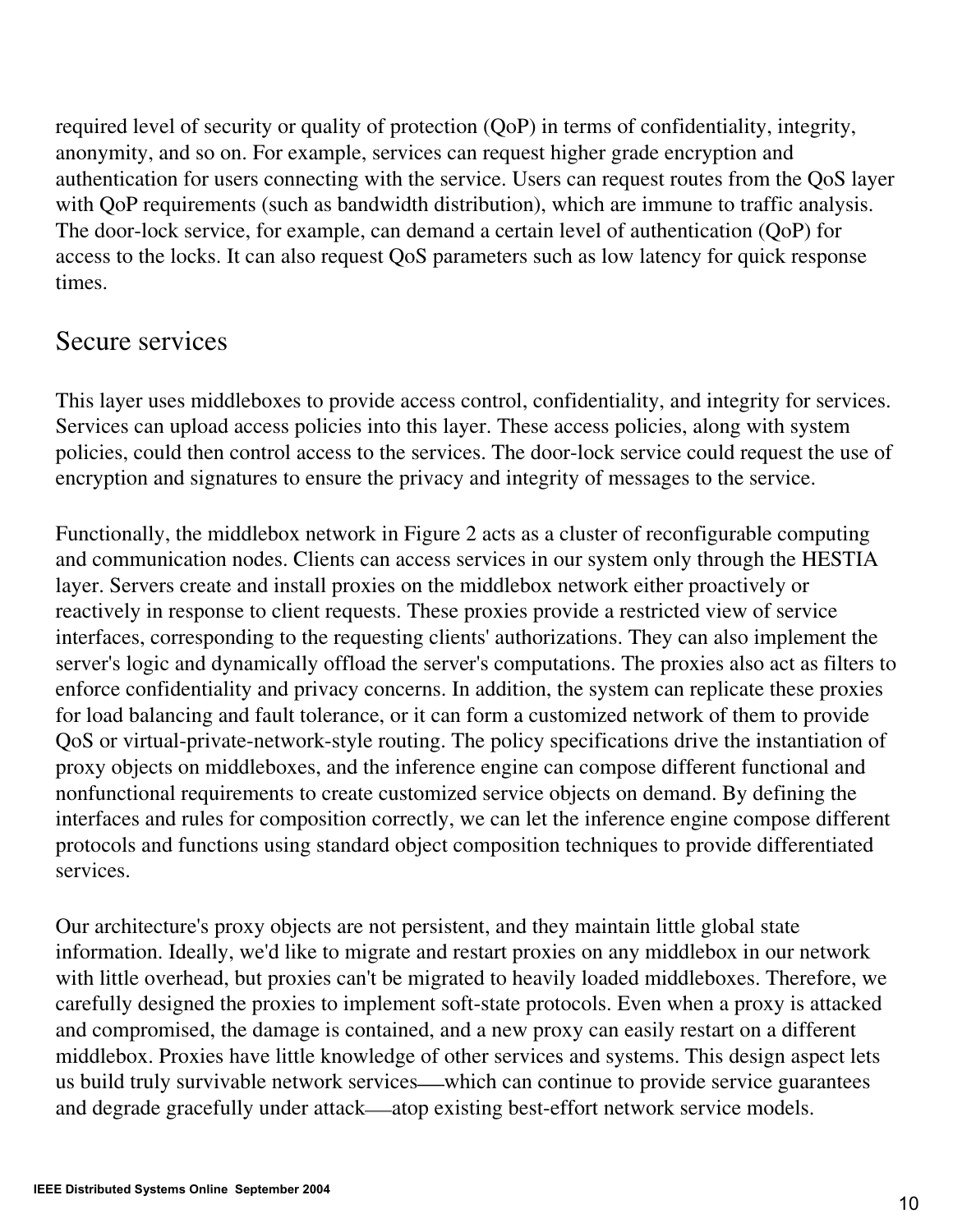required level of security or quality of protection (QoP) in terms of confidentiality, integrity, anonymity, and so on. For example, services can request higher grade encryption and authentication for users connecting with the service. Users can request routes from the QoS layer with QoP requirements (such as bandwidth distribution), which are immune to traffic analysis. The door-lock service, for example, can demand a certain level of authentication (QoP) for access to the locks. It can also request QoS parameters such as low latency for quick response times.

## Secure services

This layer uses middleboxes to provide access control, confidentiality, and integrity for services. Services can upload access policies into this layer. These access policies, along with system policies, could then control access to the services. The door-lock service could request the use of encryption and signatures to ensure the privacy and integrity of messages to the service.

Functionally, the middlebox network in Figure 2 acts as a cluster of reconfigurable computing and communication nodes. Clients can access services in our system only through the HESTIA layer. Servers create and install proxies on the middlebox network either proactively or reactively in response to client requests. These proxies provide a restricted view of service interfaces, corresponding to the requesting clients' authorizations. They can also implement the server's logic and dynamically offload the server's computations. The proxies also act as filters to enforce confidentiality and privacy concerns. In addition, the system can replicate these proxies for load balancing and fault tolerance, or it can form a customized network of them to provide QoS or virtual-private-network-style routing. The policy specifications drive the instantiation of proxy objects on middleboxes, and the inference engine can compose different functional and nonfunctional requirements to create customized service objects on demand. By defining the interfaces and rules for composition correctly, we can let the inference engine compose different protocols and functions using standard object composition techniques to provide differentiated services.

Our architecture's proxy objects are not persistent, and they maintain little global state information. Ideally, we'd like to migrate and restart proxies on any middlebox in our network with little overhead, but proxies can't be migrated to heavily loaded middleboxes. Therefore, we carefully designed the proxies to implement soft-state protocols. Even when a proxy is attacked and compromised, the damage is contained, and a new proxy can easily restart on a different middlebox. Proxies have little knowledge of other services and systems. This design aspect lets us build truly survivable network services—which can continue to provide service guarantees and degrade gracefully under attack—atop existing best-effort network service models.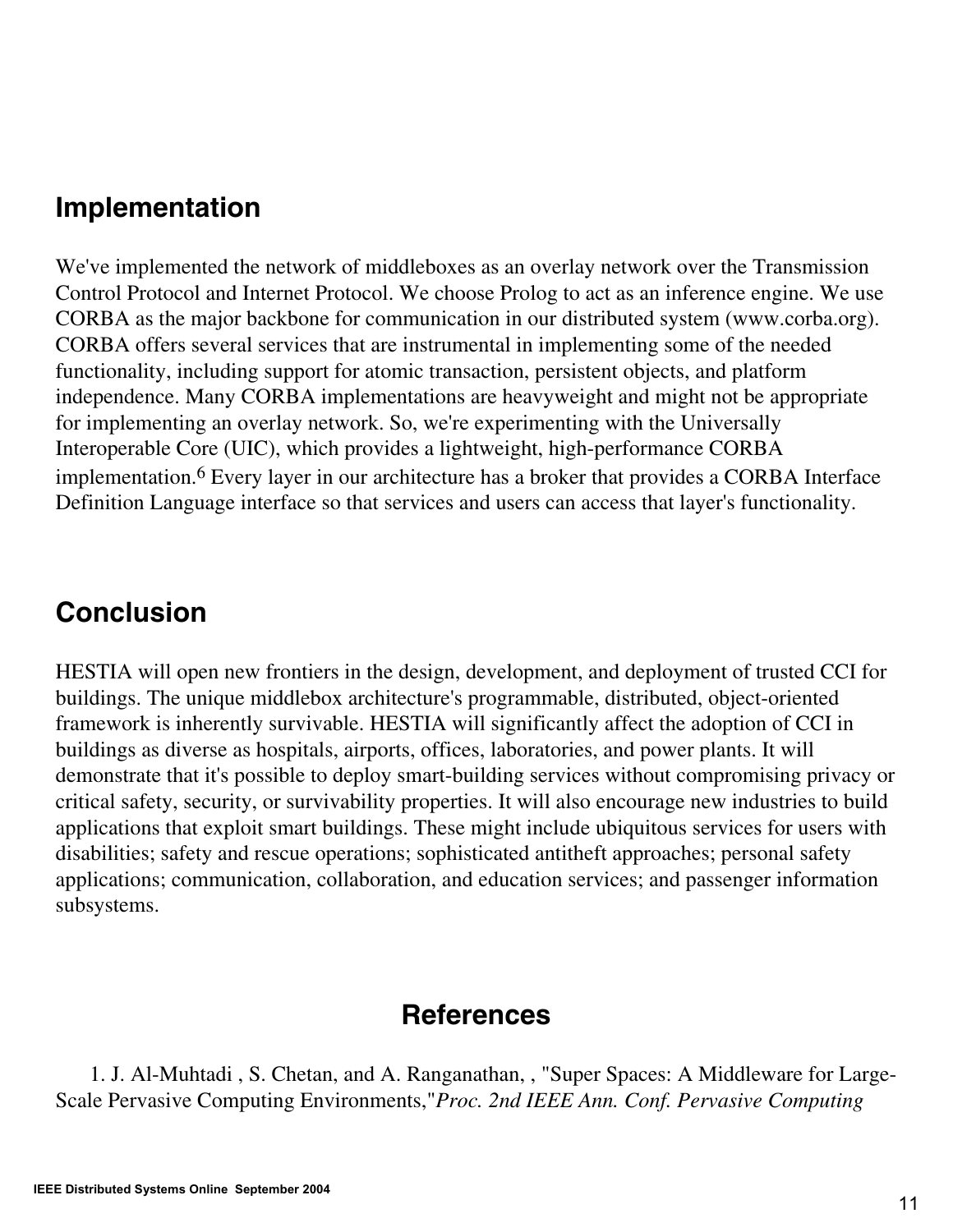## Implementation

We've implemented the network of middleboxes as an overlay network over the Transmission Control Protocol and Internet Protocol. We choose Prolog to act as an inference engine. We use CORBA as the major backbone for communication in our distributed system (www.corba.org). CORBA offers several services that are instrumental in implementing some of the needed functionality, including support for atomic transaction, persistent objects, and platform independence. Many CORBA implementations are heavyweight and might not be appropriate for implementing an overlay network. So, we're experimenting with the Universally Interoperable Core (UIC), which provides a lightweight, high-performance CORBA implementation.[6] Every layer in our architecture has a broker that provides a CORBA Interface Definition Language interface so that services and users can access that layer's functionality.

## Conclusion

HESTIA will open new frontiers in the design, development, and deployment of trusted CCI for buildings. The unique middlebox architecture's programmable, distributed, object-oriented framework is inherently survivable. HESTIA will significantly affect the adoption of CCI in buildings as diverse as hospitals, airports, offices, laboratories, and power plants. It will demonstrate that it's possible to deploy smart-building services without compromising privacy or critical safety, security, or survivability properties. It will also encourage new industries to build applications that exploit smart buildings. These might include ubiquitous services for users with disabilities; safety and rescue operations; sophisticated antitheft approaches; personal safety applications; communication, collaboration, and education services; and passenger information subsystems.

## References

1. J. Al-Muhtadi , S. Chetan, and A. Ranganathan, , "Super Spaces: A Middleware for Large-Scale Pervasive Computing Environments,"*Proc. 2nd IEEE Ann. Conf. Pervasive Computing*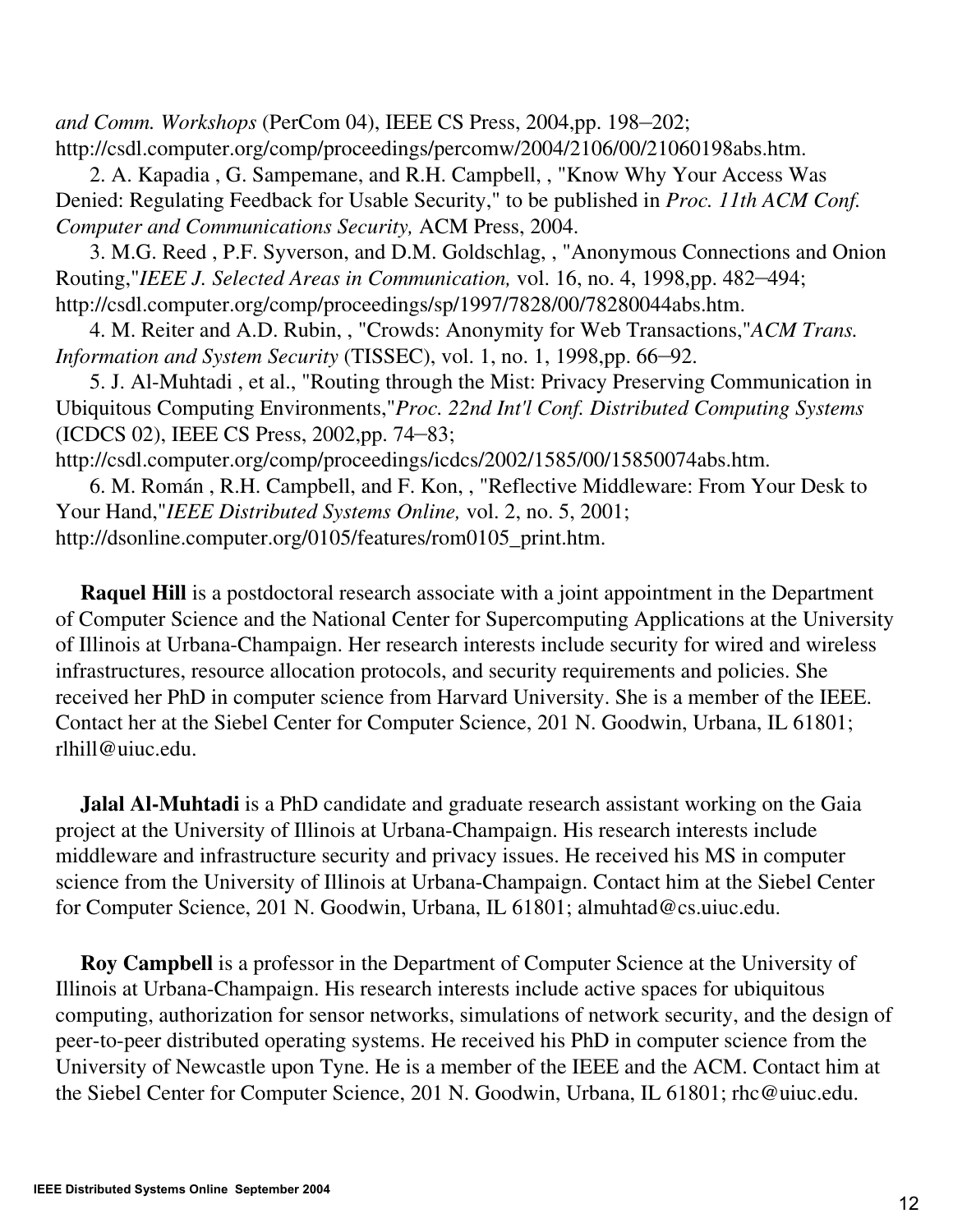*and Comm. Workshops* (PerCom 04), IEEE CS Press, 2004,pp. 198–202; http://csdl.computer.org/comp/proceedings/percomw/2004/2106/00/21060198abs.htm.

2. A. Kapadia , G. Sampemane, and R.H. Campbell, , "Know Why Your Access Was Denied: Regulating Feedback for Usable Security," to be published in *Proc. 11th ACM Conf. Computer and Communications Security,* ACM Press, 2004.

3. M.G. Reed , P.F. Syverson, and D.M. Goldschlag, , "Anonymous Connections and Onion Routing,"*IEEE J. Selected Areas in Communication,* vol. 16, no. 4, 1998,pp. 482–494; http://csdl.computer.org/comp/proceedings/sp/1997/7828/00/78280044abs.htm.

4. M. Reiter and A.D. Rubin, , "Crowds: Anonymity for Web Transactions,"*ACM Trans. Information and System Security* (TISSEC), vol. 1, no. 1, 1998,pp. 66–92.

5. J. Al-Muhtadi , et al., "Routing through the Mist: Privacy Preserving Communication in Ubiquitous Computing Environments,"*Proc. 22nd Int'l Conf. Distributed Computing Systems* (ICDCS 02), IEEE CS Press, 2002,pp. 74–83; http://csdl.computer.org/comp/proceedings/icdcs/2002/1585/00/15850074abs.htm.

6. M. Román , R.H. Campbell, and F. Kon, , "Reflective Middleware: From Your Desk to Your Hand,"*IEEE Distributed Systems Online,* vol. 2, no. 5, 2001; http://dsonline.computer.org/0105/features/rom0105_print.htm.

**Raquel Hill** is a postdoctoral research associate with a joint appointment in the Department of Computer Science and the National Center for Supercomputing Applications at the University of Illinois at Urbana-Champaign. Her research interests include security for wired and wireless infrastructures, resource allocation protocols, and security requirements and policies. She received her PhD in computer science from Harvard University. She is a member of the IEEE. Contact her at the Siebel Center for Computer Science, 201 N. Goodwin, Urbana, IL 61801; rlhill@uiuc.edu.

**Jalal Al-Muhtadi** is a PhD candidate and graduate research assistant working on the Gaia project at the University of Illinois at Urbana-Champaign. His research interests include middleware and infrastructure security and privacy issues. He received his MS in computer science from the University of Illinois at Urbana-Champaign. Contact him at the Siebel Center for Computer Science, 201 N. Goodwin, Urbana, IL 61801; almuhtad@cs.uiuc.edu.

**Roy Campbell** is a professor in the Department of Computer Science at the University of Illinois at Urbana-Champaign. His research interests include active spaces for ubiquitous computing, authorization for sensor networks, simulations of network security, and the design of peer-to-peer distributed operating systems. He received his PhD in computer science from the University of Newcastle upon Tyne. He is a member of the IEEE and the ACM. Contact him at the Siebel Center for Computer Science, 201 N. Goodwin, Urbana, IL 61801; rhc@uiuc.edu.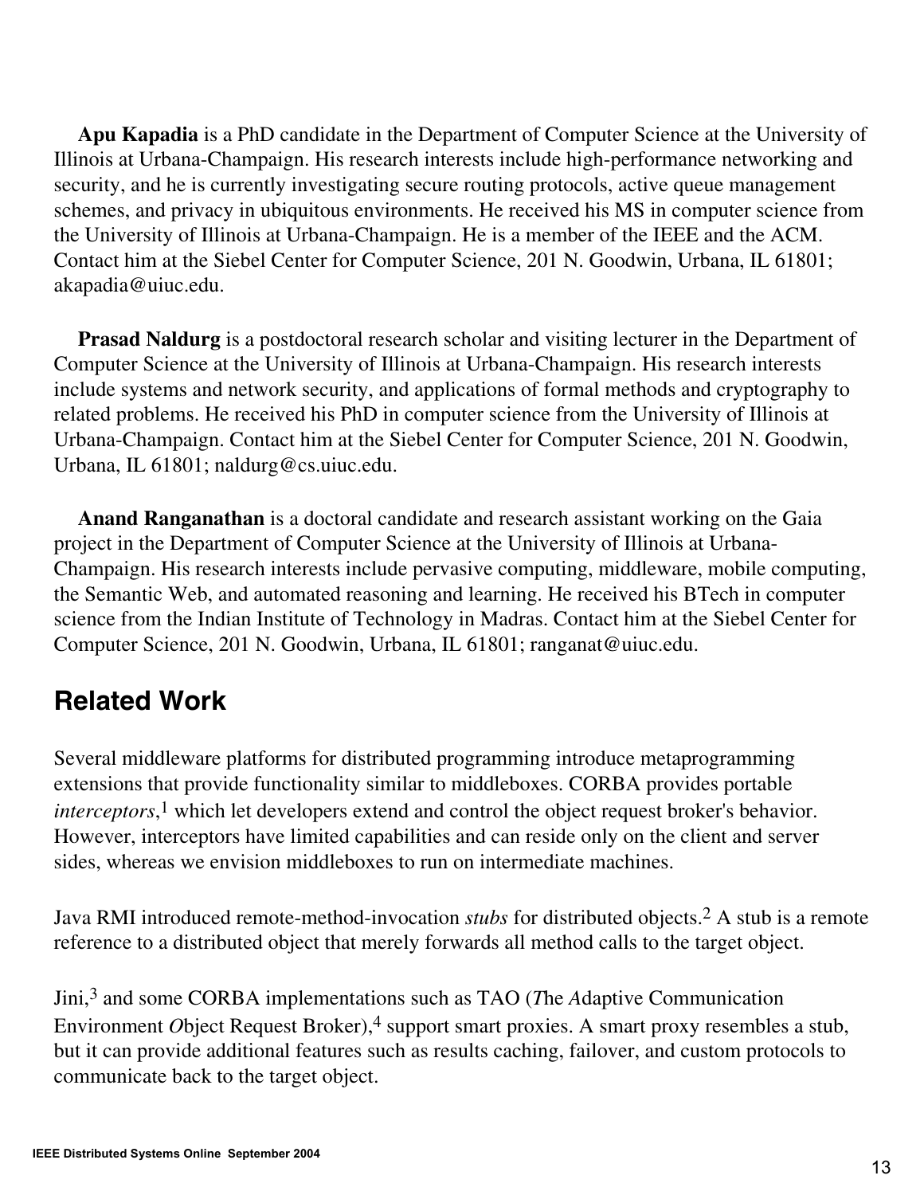**Apu Kapadia** is a PhD candidate in the Department of Computer Science at the University of Illinois at Urbana-Champaign. His research interests include high-performance networking and security, and he is currently investigating secure routing protocols, active queue management schemes, and privacy in ubiquitous environments. He received his MS in computer science from the University of Illinois at Urbana-Champaign. He is a member of the IEEE and the ACM. Contact him at the Siebel Center for Computer Science, 201 N. Goodwin, Urbana, IL 61801; akapadia@uiuc.edu.

**Prasad Naldurg** is a postdoctoral research scholar and visiting lecturer in the Department of Computer Science at the University of Illinois at Urbana-Champaign. His research interests include systems and network security, and applications of formal methods and cryptography to related problems. He received his PhD in computer science from the University of Illinois at Urbana-Champaign. Contact him at the Siebel Center for Computer Science, 201 N. Goodwin, Urbana, IL 61801; naldurg@cs.uiuc.edu.

**Anand Ranganathan** is a doctoral candidate and research assistant working on the Gaia project in the Department of Computer Science at the University of Illinois at Urbana-Champaign. His research interests include pervasive computing, middleware, mobile computing, the Semantic Web, and automated reasoning and learning. He received his BTech in computer science from the Indian Institute of Technology in Madras. Contact him at the Siebel Center for Computer Science, 201 N. Goodwin, Urbana, IL 61801; ranganat@uiuc.edu.

## Related Work

Several middleware platforms for distributed programming introduce metaprogramming extensions that provide functionality similar to middleboxes. CORBA provides portable *interceptors*,[1] which let developers extend and control the object request broker's behavior. However, interceptors have limited capabilities and can reside only on the client and server sides, whereas we envision middleboxes to run on intermediate machines.

Java RMI introduced remote-method-invocation *stubs* for distributed objects.[2] A stub is a remote reference to a distributed object that merely forwards all method calls to the target object.

Jini,[3] and some CORBA implementations such as TAO (*T*he *A*daptive Communication Environment *O*bject Request Broker),[4] support smart proxies. A smart proxy resembles a stub, but it can provide additional features such as results caching, failover, and custom protocols to communicate back to the target object.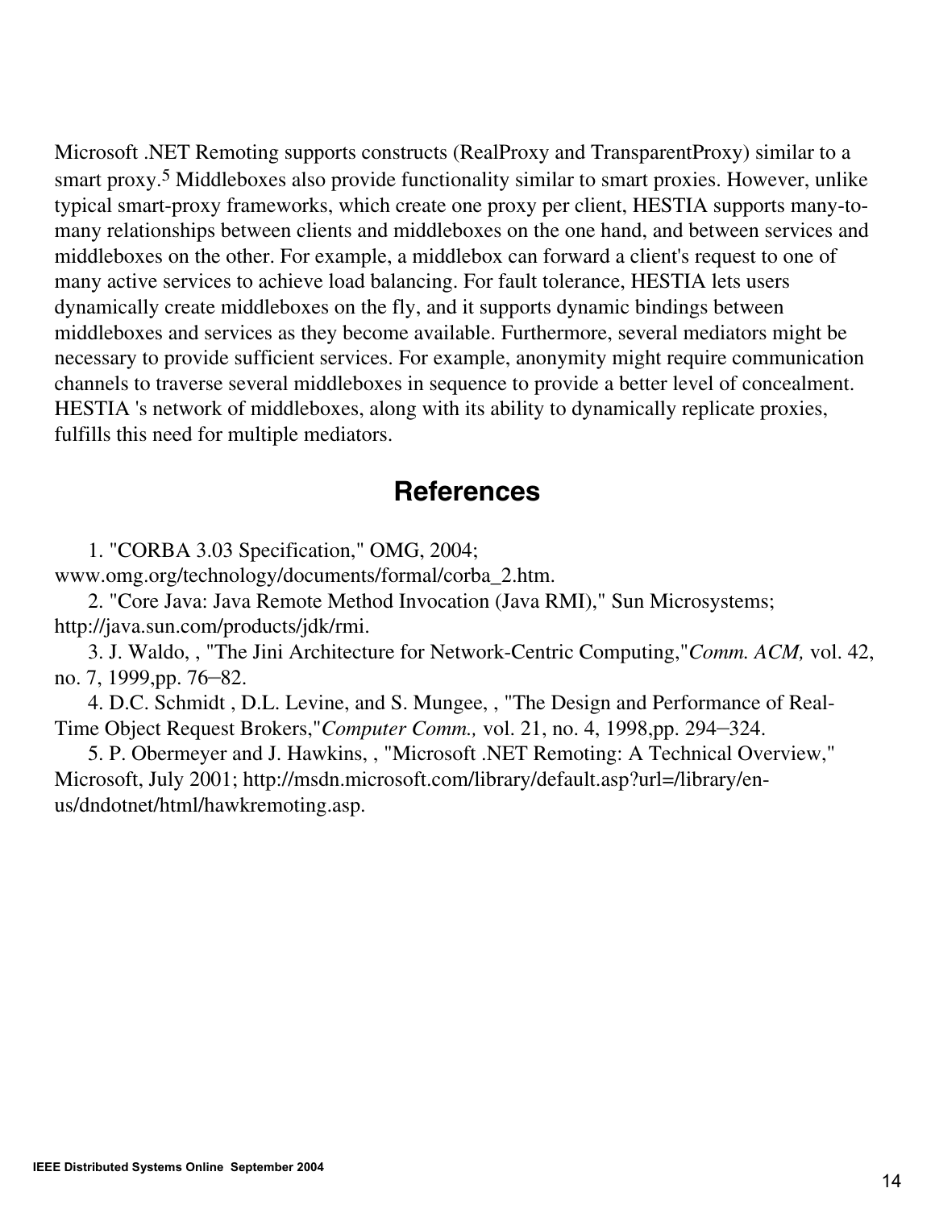Microsoft .NET Remoting supports constructs (RealProxy and TransparentProxy) similar to a smart proxy.[5] Middleboxes also provide functionality similar to smart proxies. However, unlike typical smart-proxy frameworks, which create one proxy per client, HESTIA supports many-to-many relationships between clients and middleboxes on the one hand, and between services and middleboxes on the other. For example, a middlebox can forward a client's request to one of many active services to achieve load balancing. For fault tolerance, HESTIA lets users dynamically create middleboxes on the fly, and it supports dynamic bindings between middleboxes and services as they become available. Furthermore, several mediators might be necessary to provide sufficient services. For example, anonymity might require communication channels to traverse several middleboxes in sequence to provide a better level of concealment. HESTIA 's network of middleboxes, along with its ability to dynamically replicate proxies, fulfills this need for multiple mediators.

## References

1. "CORBA 3.03 Specification," OMG, 2004; www.omg.org/technology/documents/formal/corba_2.htm.
2. "Core Java: Java Remote Method Invocation (Java RMI)," Sun Microsystems; http://java.sun.com/products/jdk/rmi.
3. J. Waldo, , "The Jini Architecture for Network-Centric Computing,"*Comm. ACM,* vol. 42, no. 7, 1999,pp. 76–82.
4. D.C. Schmidt , D.L. Levine, and S. Mungee, , "The Design and Performance of Real-Time Object Request Brokers,"*Computer Comm.,* vol. 21, no. 4, 1998,pp. 294–324.
5. P. Obermeyer and J. Hawkins, , "Microsoft .NET Remoting: A Technical Overview," Microsoft, July 2001; http://msdn.microsoft.com/library/default.asp?url=/library/en-us/dndotnet/html/hawkremoting.asp.